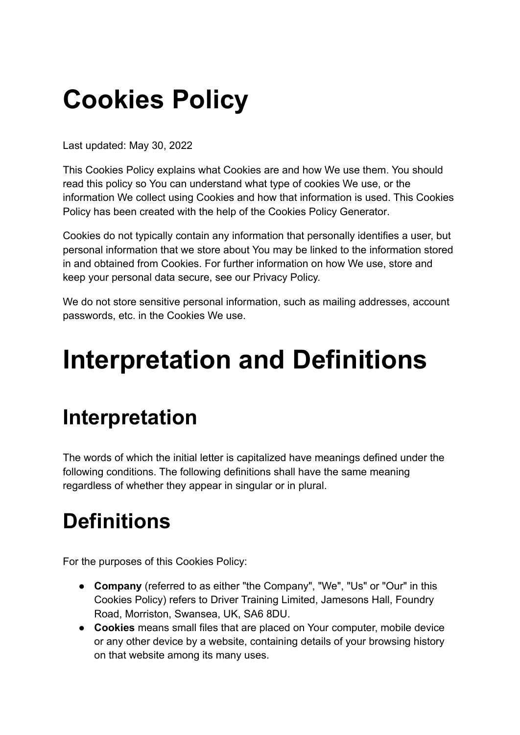# Cookies Policy

Last updated: May 30, 2022

This Cookies Policy explains what Cookies are and how We use them. You should read this policy so You can understand what type of cookies We use, or the information We collect using Cookies and how that information is used. This Cookies Policy has been created with the help of the Cookies Policy Generator.

Cookies do not typically contain any information that personally identifies a user, but personal information that we store about You may be linked to the information stored in and obtained from Cookies. For further information on how We use, store and keep your personal data secure, see our Privacy Policy.

We do not store sensitive personal information, such as mailing addresses, account passwords, etc. in the Cookies We use.

# Interpretation and Definitions

## Interpretation

The words of which the initial letter is capitalized have meanings defined under the following conditions. The following definitions shall have the same meaning regardless of whether they appear in singular or in plural.

## Definitions

For the purposes of this Cookies Policy:

- **Company** (referred to as either "the Company", "We", "Us" or "Our" in this Cookies Policy) refers to Driver Training Limited, Jamesons Hall, Foundry Road, Morriston, Swansea, UK, SA6 8DU.
- **Cookies** means small files that are placed on Your computer, mobile device or any other device by a website, containing details of your browsing history on that website among its many uses.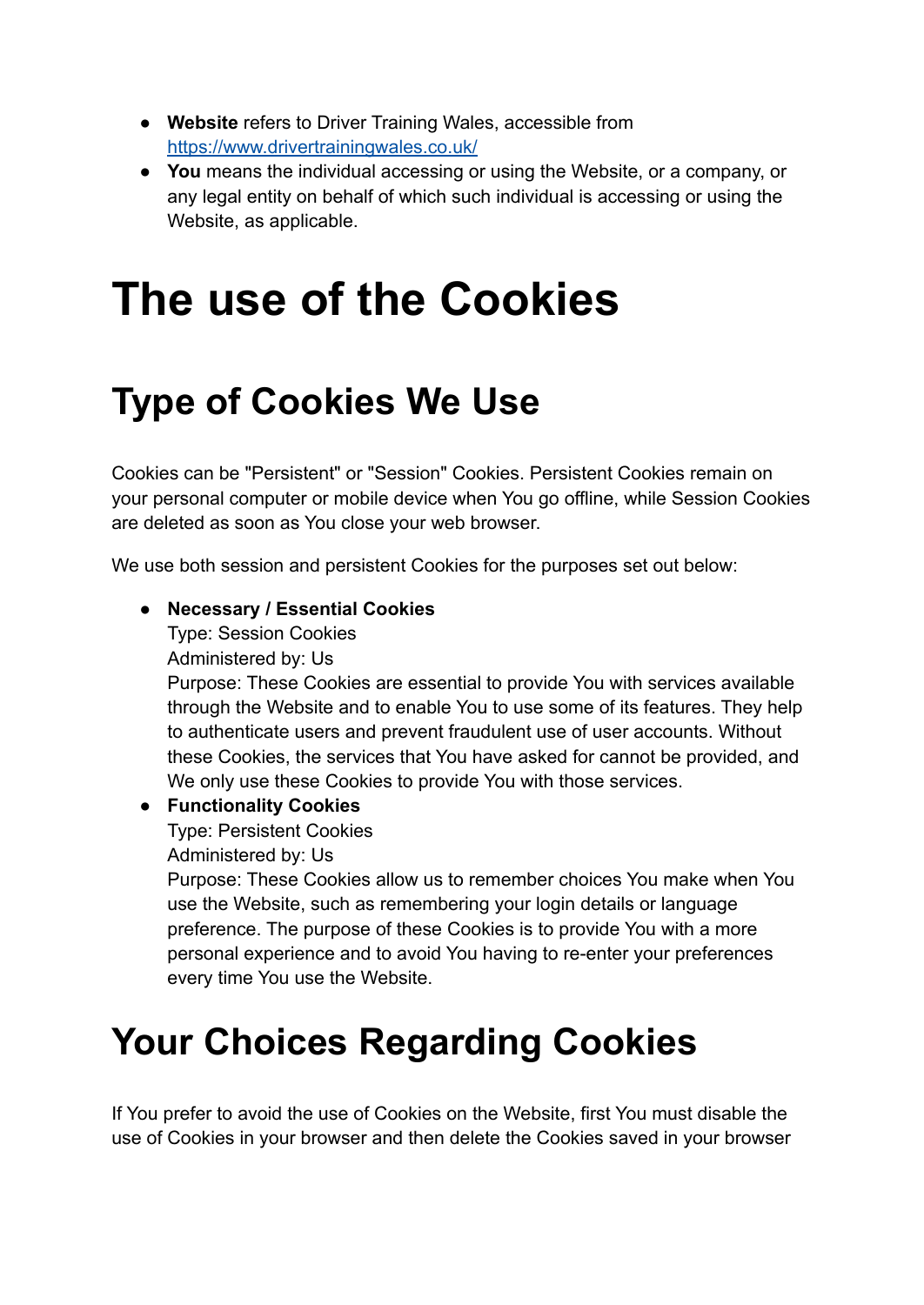- **Website** refers to Driver Training Wales, accessible from [https://www.drivertrainingwales.co.uk/](https://www.drivertrainingwales.co.uk/)
- **You** means the individual accessing or using the Website, or a company, or any legal entity on behalf of which such individual is accessing or using the Website, as applicable.

# The use of the Cookies

## Type of Cookies We Use

Cookies can be "Persistent" or "Session" Cookies. Persistent Cookies remain on your personal computer or mobile device when You go offline, while Session Cookies are deleted as soon as You close your web browser.

We use both session and persistent Cookies for the purposes set out below:

- **Necessary / Essential Cookies**
  Type: Session Cookies
  Administered by: Us
  Purpose: These Cookies are essential to provide You with services available through the Website and to enable You to use some of its features. They help to authenticate users and prevent fraudulent use of user accounts. Without these Cookies, the services that You have asked for cannot be provided, and We only use these Cookies to provide You with those services.
- **Functionality Cookies**
  Type: Persistent Cookies
  Administered by: Us
  Purpose: These Cookies allow us to remember choices You make when You use the Website, such as remembering your login details or language preference. The purpose of these Cookies is to provide You with a more personal experience and to avoid You having to re-enter your preferences every time You use the Website.

## Your Choices Regarding Cookies

If You prefer to avoid the use of Cookies on the Website, first You must disable the use of Cookies in your browser and then delete the Cookies saved in your browser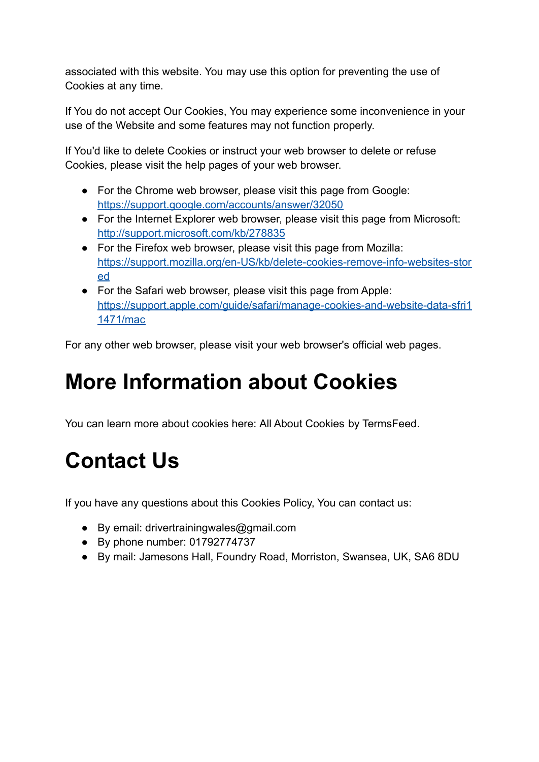associated with this website. You may use this option for preventing the use of Cookies at any time.

If You do not accept Our Cookies, You may experience some inconvenience in your use of the Website and some features may not function properly.

If You'd like to delete Cookies or instruct your web browser to delete or refuse Cookies, please visit the help pages of your web browser.

- For the Chrome web browser, please visit this page from Google: https://support.google.com/accounts/answer/32050
- For the Internet Explorer web browser, please visit this page from Microsoft: http://support.microsoft.com/kb/278835
- For the Firefox web browser, please visit this page from Mozilla: https://support.mozilla.org/en-US/kb/delete-cookies-remove-info-websites-stored
- For the Safari web browser, please visit this page from Apple: https://support.apple.com/guide/safari/manage-cookies-and-website-data-sfri11471/mac

For any other web browser, please visit your web browser's official web pages.

# More Information about Cookies

You can learn more about cookies here: All About Cookies by TermsFeed.

# Contact Us

If you have any questions about this Cookies Policy, You can contact us:

- By email: drivertrainingwales@gmail.com
- By phone number: 01792774737
- By mail: Jamesons Hall, Foundry Road, Morriston, Swansea, UK, SA6 8DU